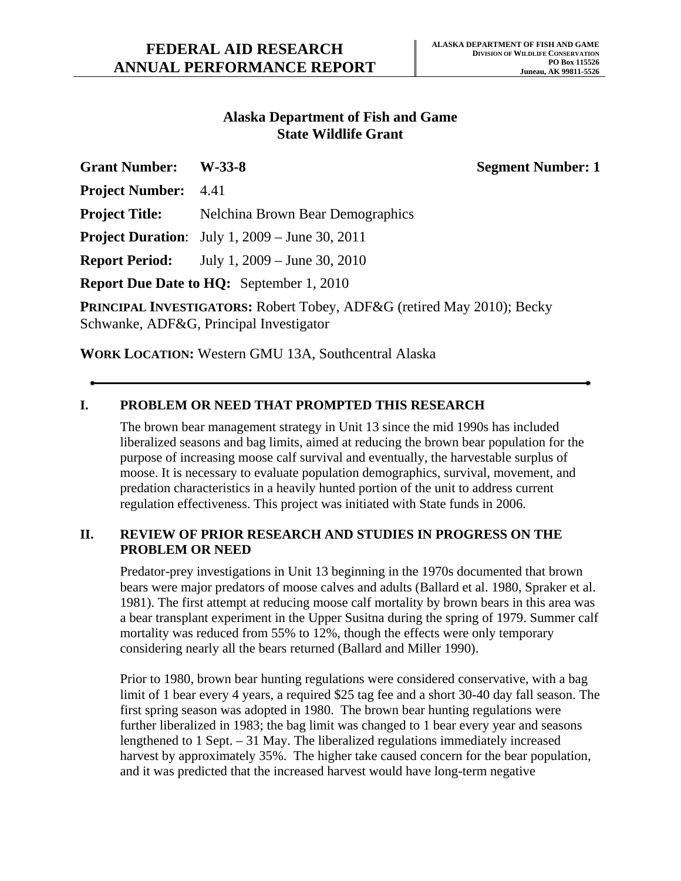# FEDERAL AID RESEARCH ANNUAL PERFORMANCE REPORT

**ALASKA DEPARTMENT OF FISH AND GAME**
**DIVISION OF WILDLIFE CONSERVATION**
**PO Box 115526**
**Juneau, AK 99811-5526**

## Alaska Department of Fish and Game State Wildlife Grant

**Grant Number:** **W-33-8** **Segment Number: 1**

**Project Number:** 4.41

**Project Title:** Nelchina Brown Bear Demographics

**Project Duration**: July 1, 2009 – June 30, 2011

**Report Period:** July 1, 2009 – June 30, 2010

**Report Due Date to HQ:** September 1, 2010

**PRINCIPAL INVESTIGATORS:** Robert Tobey, ADF&G (retired May 2010); Becky Schwanke, ADF&G, Principal Investigator

**WORK LOCATION:** Western GMU 13A, Southcentral Alaska

---

## I. PROBLEM OR NEED THAT PROMPTED THIS RESEARCH

The brown bear management strategy in Unit 13 since the mid 1990s has included liberalized seasons and bag limits, aimed at reducing the brown bear population for the purpose of increasing moose calf survival and eventually, the harvestable surplus of moose. It is necessary to evaluate population demographics, survival, movement, and predation characteristics in a heavily hunted portion of the unit to address current regulation effectiveness. This project was initiated with State funds in 2006.

## II. REVIEW OF PRIOR RESEARCH AND STUDIES IN PROGRESS ON THE PROBLEM OR NEED

Predator-prey investigations in Unit 13 beginning in the 1970s documented that brown bears were major predators of moose calves and adults (Ballard et al. 1980, Spraker et al. 1981). The first attempt at reducing moose calf mortality by brown bears in this area was a bear transplant experiment in the Upper Susitna during the spring of 1979. Summer calf mortality was reduced from 55% to 12%, though the effects were only temporary considering nearly all the bears returned (Ballard and Miller 1990).

Prior to 1980, brown bear hunting regulations were considered conservative, with a bag limit of 1 bear every 4 years, a required $25 tag fee and a short 30-40 day fall season. The first spring season was adopted in 1980. The brown bear hunting regulations were further liberalized in 1983; the bag limit was changed to 1 bear every year and seasons lengthened to 1 Sept. – 31 May. The liberalized regulations immediately increased harvest by approximately 35%. The higher take caused concern for the bear population, and it was predicted that the increased harvest would have long-term negative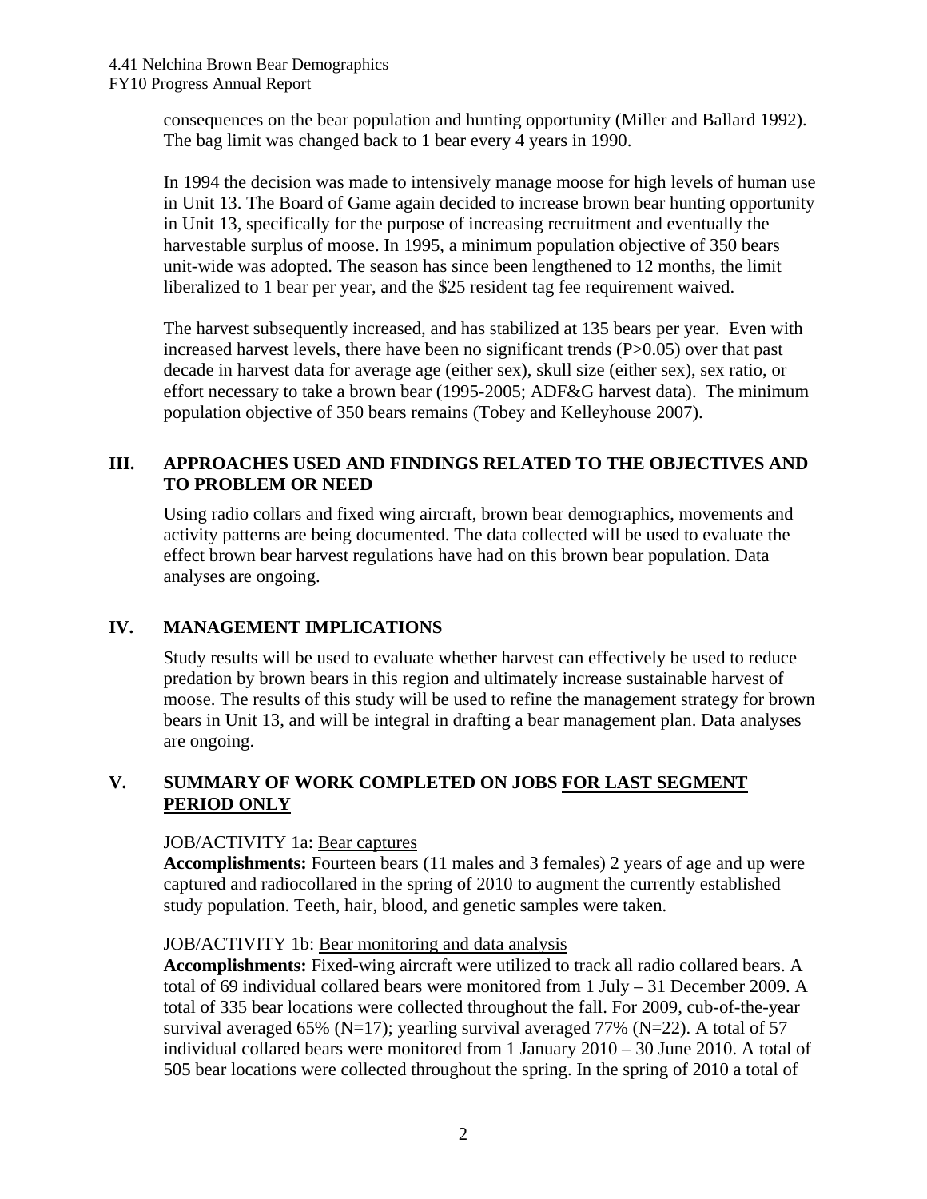consequences on the bear population and hunting opportunity (Miller and Ballard 1992). The bag limit was changed back to 1 bear every 4 years in 1990.

In 1994 the decision was made to intensively manage moose for high levels of human use in Unit 13. The Board of Game again decided to increase brown bear hunting opportunity in Unit 13, specifically for the purpose of increasing recruitment and eventually the harvestable surplus of moose. In 1995, a minimum population objective of 350 bears unit-wide was adopted. The season has since been lengthened to 12 months, the limit liberalized to 1 bear per year, and the $25 resident tag fee requirement waived.

The harvest subsequently increased, and has stabilized at 135 bears per year. Even with increased harvest levels, there have been no significant trends ($P>0.05$) over that past decade in harvest data for average age (either sex), skull size (either sex), sex ratio, or effort necessary to take a brown bear (1995-2005; ADF&G harvest data). The minimum population objective of 350 bears remains (Tobey and Kelleyhouse 2007).

## III. APPROACHES USED AND FINDINGS RELATED TO THE OBJECTIVES AND TO PROBLEM OR NEED

Using radio collars and fixed wing aircraft, brown bear demographics, movements and activity patterns are being documented. The data collected will be used to evaluate the effect brown bear harvest regulations have had on this brown bear population. Data analyses are ongoing.

## IV. MANAGEMENT IMPLICATIONS

Study results will be used to evaluate whether harvest can effectively be used to reduce predation by brown bears in this region and ultimately increase sustainable harvest of moose. The results of this study will be used to refine the management strategy for brown bears in Unit 13, and will be integral in drafting a bear management plan. Data analyses are ongoing.

## V. SUMMARY OF WORK COMPLETED ON JOBS FOR LAST SEGMENT PERIOD ONLY

JOB/ACTIVITY 1a: Bear captures

**Accomplishments:** Fourteen bears (11 males and 3 females) 2 years of age and up were captured and radiocollared in the spring of 2010 to augment the currently established study population. Teeth, hair, blood, and genetic samples were taken.

JOB/ACTIVITY 1b: Bear monitoring and data analysis

**Accomplishments:** Fixed-wing aircraft were utilized to track all radio collared bears. A total of 69 individual collared bears were monitored from 1 July – 31 December 2009. A total of 335 bear locations were collected throughout the fall. For 2009, cub-of-the-year survival averaged 65% (N=17); yearling survival averaged 77% (N=22). A total of 57 individual collared bears were monitored from 1 January 2010 – 30 June 2010. A total of 505 bear locations were collected throughout the spring. In the spring of 2010 a total of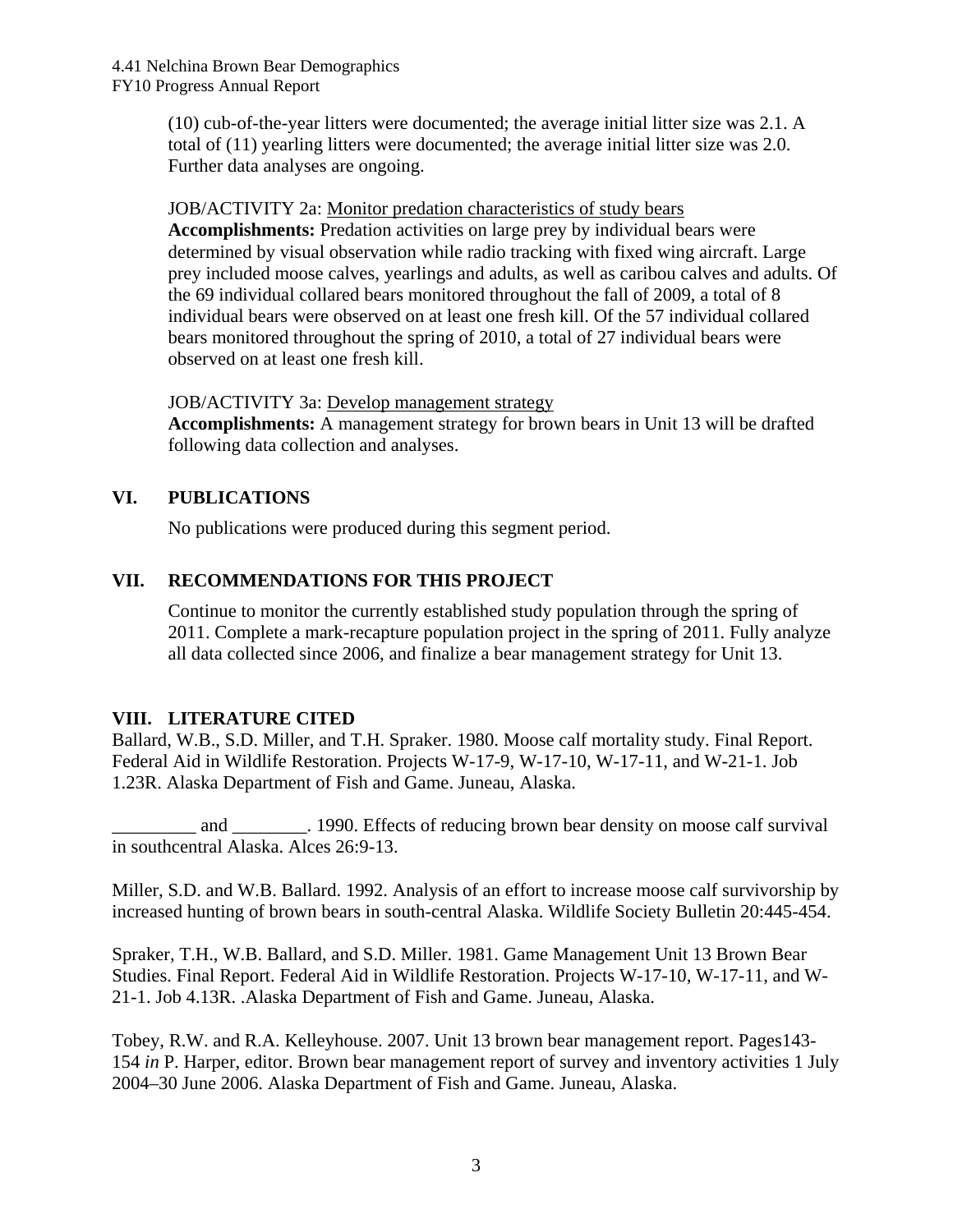(10) cub-of-the-year litters were documented; the average initial litter size was 2.1. A total of (11) yearling litters were documented; the average initial litter size was 2.0. Further data analyses are ongoing.

JOB/ACTIVITY 2a: Monitor predation characteristics of study bears
**Accomplishments:** Predation activities on large prey by individual bears were determined by visual observation while radio tracking with fixed wing aircraft. Large prey included moose calves, yearlings and adults, as well as caribou calves and adults. Of the 69 individual collared bears monitored throughout the fall of 2009, a total of 8 individual bears were observed on at least one fresh kill. Of the 57 individual collared bears monitored throughout the spring of 2010, a total of 27 individual bears were observed on at least one fresh kill.

JOB/ACTIVITY 3a: Develop management strategy
**Accomplishments:** A management strategy for brown bears in Unit 13 will be drafted following data collection and analyses.

## VI. PUBLICATIONS

No publications were produced during this segment period.

## VII. RECOMMENDATIONS FOR THIS PROJECT

Continue to monitor the currently established study population through the spring of 2011. Complete a mark-recapture population project in the spring of 2011. Fully analyze all data collected since 2006, and finalize a bear management strategy for Unit 13.

## VIII. LITERATURE CITED

Ballard, W.B., S.D. Miller, and T.H. Spraker. 1980. Moose calf mortality study. Final Report. Federal Aid in Wildlife Restoration. Projects W-17-9, W-17-10, W-17-11, and W-21-1. Job 1.23R. Alaska Department of Fish and Game. Juneau, Alaska.

_________ and ________. 1990. Effects of reducing brown bear density on moose calf survival in southcentral Alaska. Alces 26:9-13.

Miller, S.D. and W.B. Ballard. 1992. Analysis of an effort to increase moose calf survivorship by increased hunting of brown bears in south-central Alaska. Wildlife Society Bulletin 20:445-454.

Spraker, T.H., W.B. Ballard, and S.D. Miller. 1981. Game Management Unit 13 Brown Bear Studies. Final Report. Federal Aid in Wildlife Restoration. Projects W-17-10, W-17-11, and W-21-1. Job 4.13R. .Alaska Department of Fish and Game. Juneau, Alaska.

Tobey, R.W. and R.A. Kelleyhouse. 2007. Unit 13 brown bear management report. Pages143-154 *in* P. Harper, editor. Brown bear management report of survey and inventory activities 1 July 2004–30 June 2006. Alaska Department of Fish and Game. Juneau, Alaska.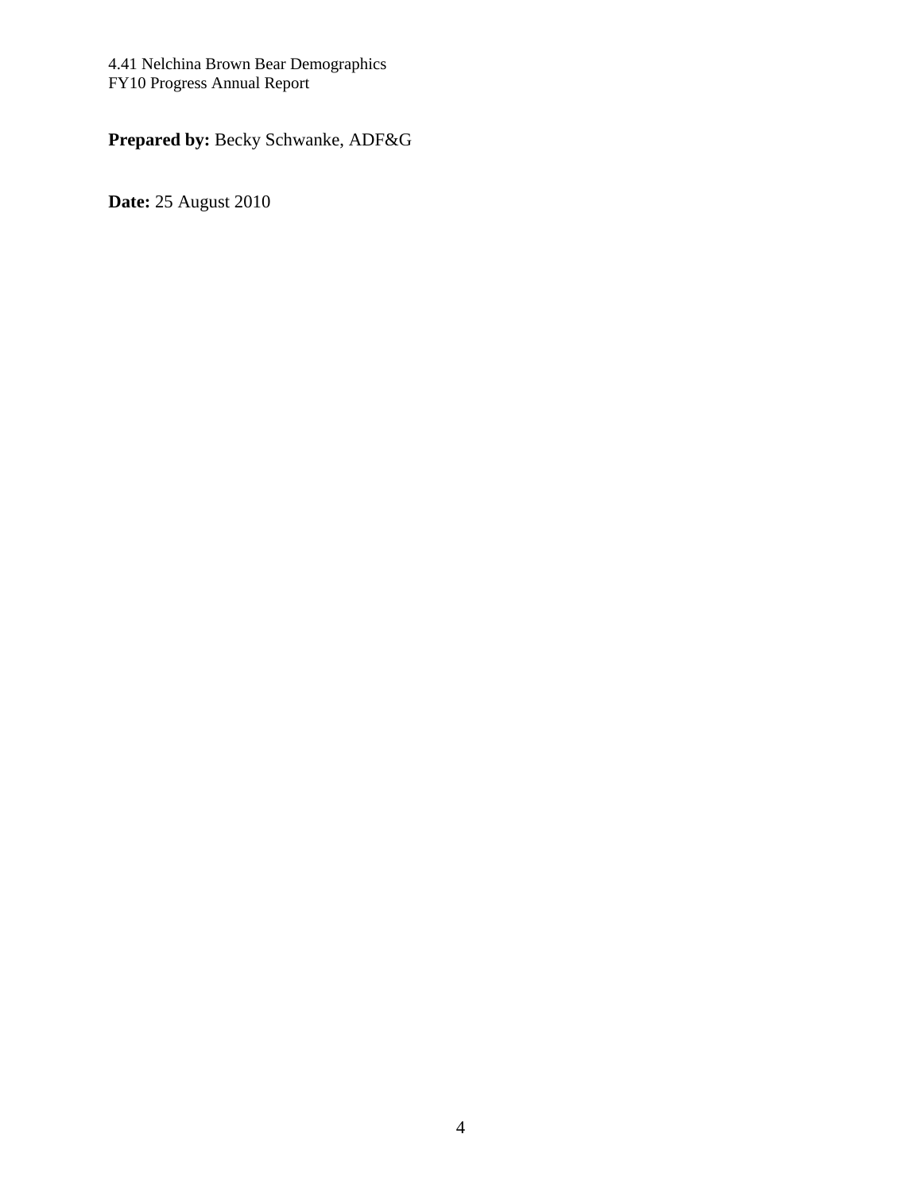4.41 Nelchina Brown Bear Demographics
FY10 Progress Annual Report

**Prepared by:** Becky Schwanke, ADF&G

**Date:** 25 August 2010